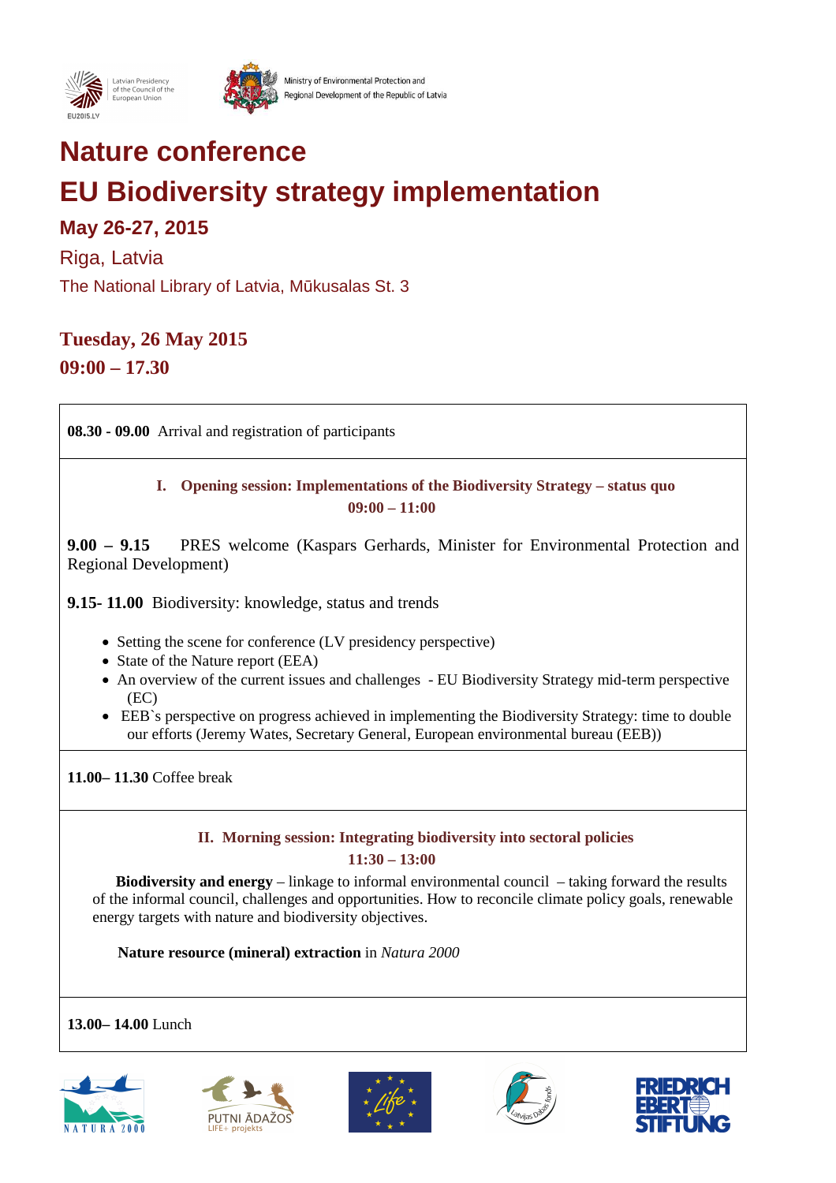Latvian Presidency of the Council of the European Union

Ministry of Environmental Protection and Regional Development of the Republic of Latvia

# Nature conference

# EU Biodiversity strategy implementation

### May 26-27, 2015

Riga, Latvia

The National Library of Latvia, Mūkusalas St. 3

## Tuesday, 26 May 2015

## 09:00 – 17.30

**08.30 - 09.00** Arrival and registration of participants

### I. Opening session: Implementations of the Biodiversity Strategy – status quo

**09:00 – 11:00**

**9.00 – 9.15** PRES welcome (Kaspars Gerhards, Minister for Environmental Protection and Regional Development)

**9.15- 11.00** Biodiversity: knowledge, status and trends

- Setting the scene for conference (LV presidency perspective)
- State of the Nature report (EEA)
- An overview of the current issues and challenges - EU Biodiversity Strategy mid-term perspective (EC)
- EEB`s perspective on progress achieved in implementing the Biodiversity Strategy: time to double our efforts (Jeremy Wates, Secretary General, European environmental bureau (EEB))

**11.00– 11.30** Coffee break

### II. Morning session: Integrating biodiversity into sectoral policies

**11:30 – 13:00**

**Biodiversity and energy** – linkage to informal environmental council – taking forward the results of the informal council, challenges and opportunities. How to reconcile climate policy goals, renewable energy targets with nature and biodiversity objectives.

**Nature resource (mineral) extraction** in *Natura 2000*

**13.00– 14.00** Lunch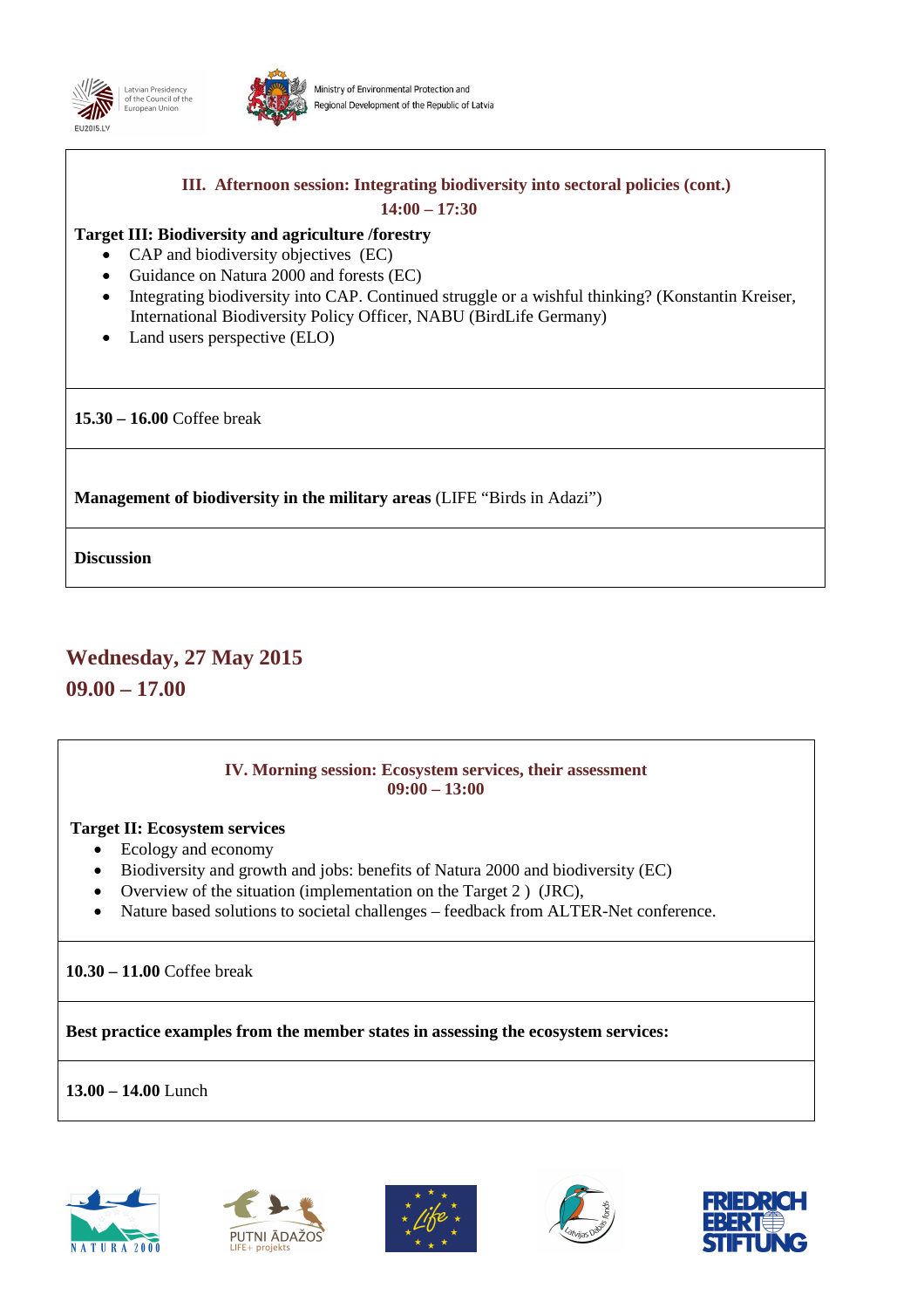### III. Afternoon session: Integrating biodiversity into sectoral policies (cont.)

**14:00 – 17:30**

**Target III: Biodiversity and agriculture /forestry**

- CAP and biodiversity objectives (EC)
- Guidance on Natura 2000 and forests (EC)
- Integrating biodiversity into CAP. Continued struggle or a wishful thinking? (Konstantin Kreiser, International Biodiversity Policy Officer, NABU (BirdLife Germany)
- Land users perspective (ELO)

**15.30 – 16.00** Coffee break

**Management of biodiversity in the military areas** (LIFE "Birds in Adazi")

**Discussion**

## Wednesday, 27 May 2015

## 09.00 – 17.00

### IV. Morning session: Ecosystem services, their assessment

**09:00 – 13:00**

**Target II: Ecosystem services**

- Ecology and economy
- Biodiversity and growth and jobs: benefits of Natura 2000 and biodiversity (EC)
- Overview of the situation (implementation on the Target 2 ) (JRC),
- Nature based solutions to societal challenges – feedback from ALTER-Net conference.

**10.30 – 11.00** Coffee break

**Best practice examples from the member states in assessing the ecosystem services:**

**13.00 – 14.00** Lunch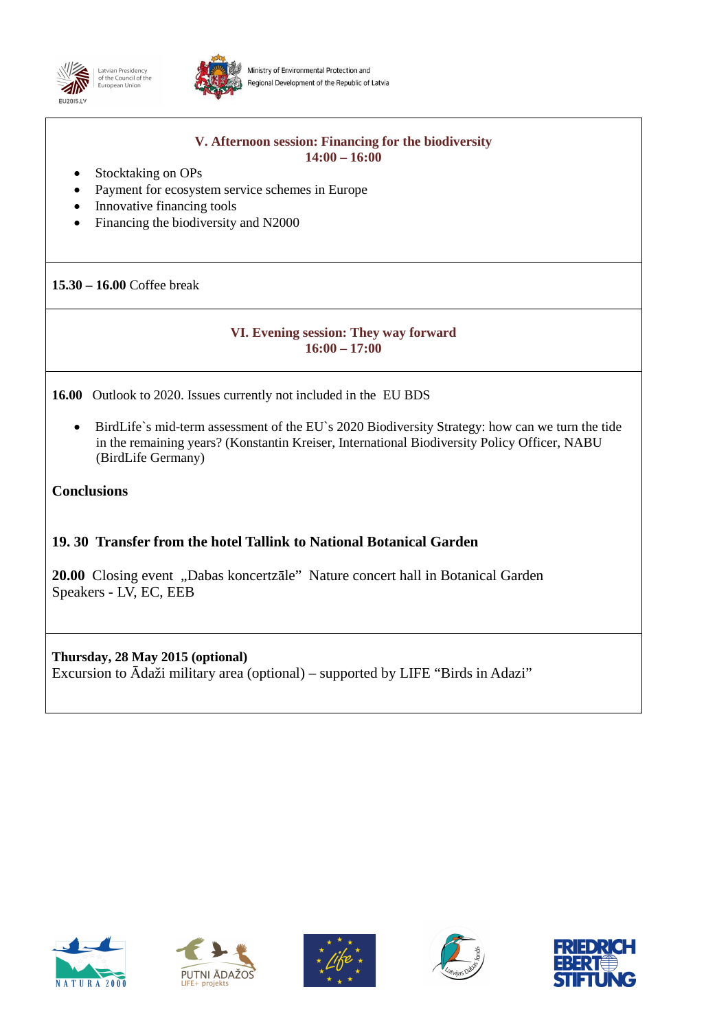### V. Afternoon session: Financing for the biodiversity
**14:00 – 16:00**

- Stocktaking on OPs
- Payment for ecosystem service schemes in Europe
- Innovative financing tools
- Financing the biodiversity and N2000

**15.30 – 16.00** Coffee break

### VI. Evening session: They way forward
**16:00 – 17:00**

**16.00** Outlook to 2020. Issues currently not included in the EU BDS

- BirdLife`s mid-term assessment of the EU`s 2020 Biodiversity Strategy: how can we turn the tide in the remaining years? (Konstantin Kreiser, International Biodiversity Policy Officer, NABU (BirdLife Germany)

**Conclusions**

**19. 30 Transfer from the hotel Tallink to National Botanical Garden**

**20.00** Closing event „Dabas koncertzāle" Nature concert hall in Botanical Garden
Speakers - LV, EC, EEB

**Thursday, 28 May 2015 (optional)**
Excursion to Ādaži military area (optional) – supported by LIFE "Birds in Adazi"